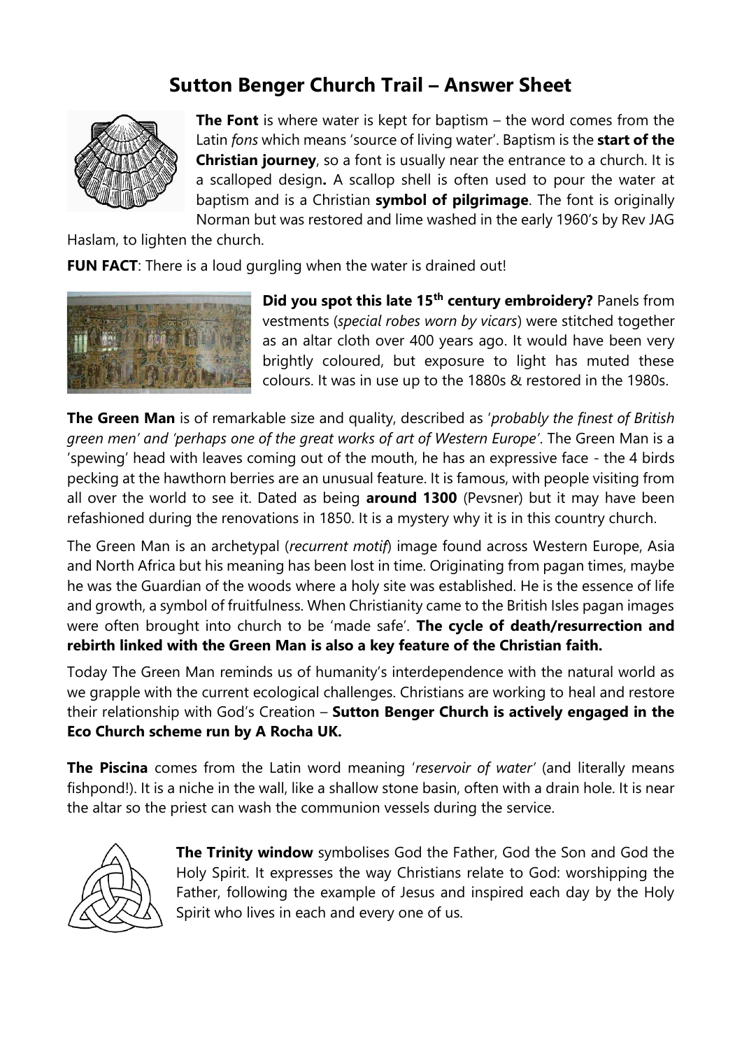# Sutton Benger Church Trail – Answer Sheet

**The Font** is where water is kept for baptism – the word comes from the Latin *fons* which means 'source of living water'. Baptism is the **start of the Christian journey**, so a font is usually near the entrance to a church. It is a scalloped design**.** A scallop shell is often used to pour the water at baptism and is a Christian **symbol of pilgrimage**. The font is originally Norman but was restored and lime washed in the early 1960's by Rev JAG Haslam, to lighten the church.

**FUN FACT**: There is a loud gurgling when the water is drained out!

**Did you spot this late 15th century embroidery?** Panels from vestments (*special robes worn by vicars*) were stitched together as an altar cloth over 400 years ago. It would have been very brightly coloured, but exposure to light has muted these colours. It was in use up to the 1880s & restored in the 1980s.

**The Green Man** is of remarkable size and quality, described as '*probably the finest of British green men' and 'perhaps one of the great works of art of Western Europe'*. The Green Man is a 'spewing' head with leaves coming out of the mouth, he has an expressive face - the 4 birds pecking at the hawthorn berries are an unusual feature. It is famous, with people visiting from all over the world to see it. Dated as being **around 1300** (Pevsner) but it may have been refashioned during the renovations in 1850. It is a mystery why it is in this country church.

The Green Man is an archetypal (*recurrent motif*) image found across Western Europe, Asia and North Africa but his meaning has been lost in time. Originating from pagan times, maybe he was the Guardian of the woods where a holy site was established. He is the essence of life and growth, a symbol of fruitfulness. When Christianity came to the British Isles pagan images were often brought into church to be 'made safe'. **The cycle of death/resurrection and rebirth linked with the Green Man is also a key feature of the Christian faith.**

Today The Green Man reminds us of humanity's interdependence with the natural world as we grapple with the current ecological challenges. Christians are working to heal and restore their relationship with God's Creation – **Sutton Benger Church is actively engaged in the Eco Church scheme run by A Rocha UK.**

**The Piscina** comes from the Latin word meaning '*reservoir of water'* (and literally means fishpond!). It is a niche in the wall, like a shallow stone basin, often with a drain hole. It is near the altar so the priest can wash the communion vessels during the service.

**The Trinity window** symbolises God the Father, God the Son and God the Holy Spirit. It expresses the way Christians relate to God: worshipping the Father, following the example of Jesus and inspired each day by the Holy Spirit who lives in each and every one of us.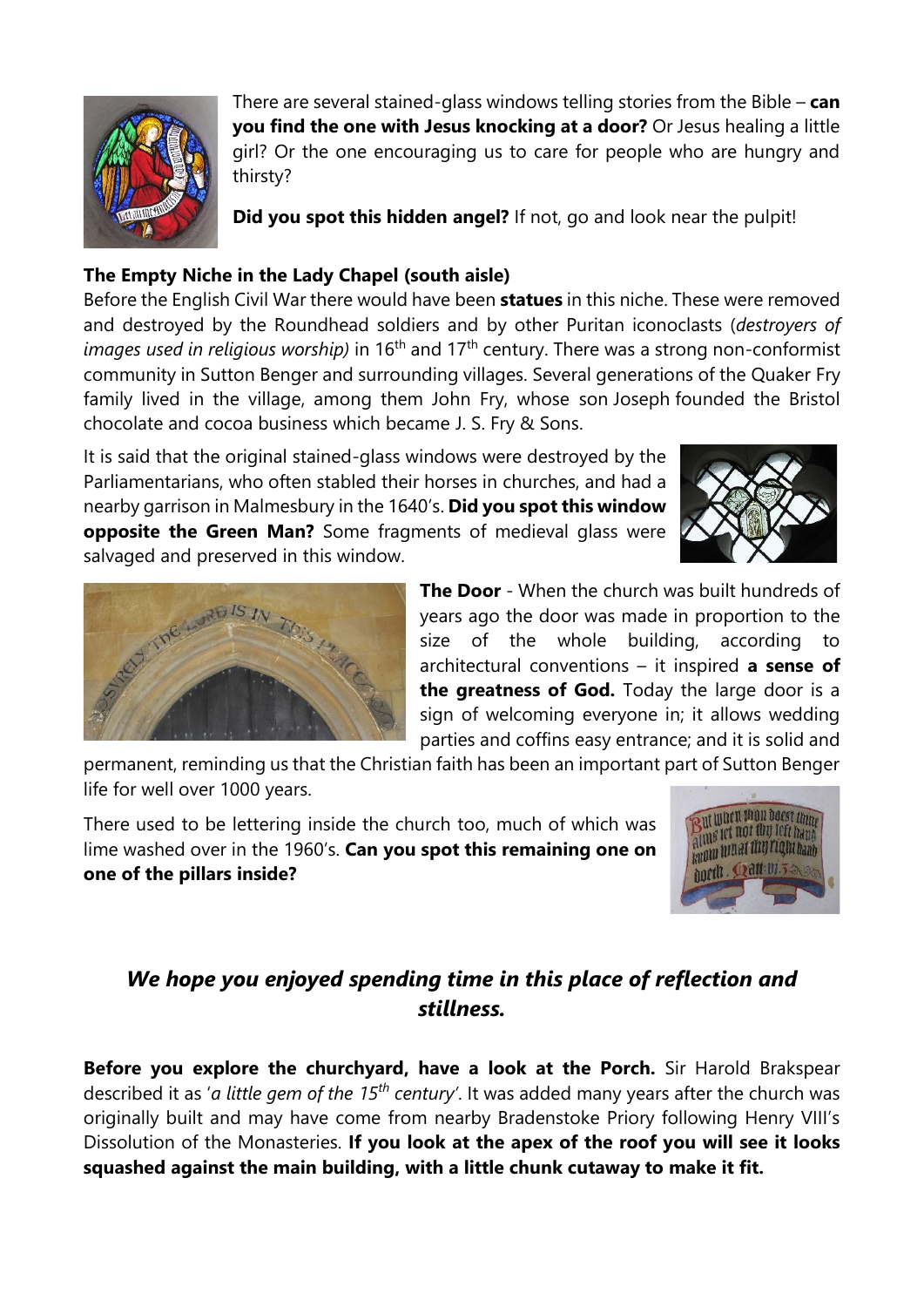There are several stained-glass windows telling stories from the Bible – **can you find the one with Jesus knocking at a door?** Or Jesus healing a little girl? Or the one encouraging us to care for people who are hungry and thirsty?

**Did you spot this hidden angel?** If not, go and look near the pulpit!

**The Empty Niche in the Lady Chapel (south aisle)**

Before the English Civil War there would have been **statues** in this niche. These were removed and destroyed by the Roundhead soldiers and by other Puritan iconoclasts (*destroyers of images used in religious worship)* in 16th and 17th century. There was a strong non-conformist community in Sutton Benger and surrounding villages. Several generations of the Quaker Fry family lived in the village, among them John Fry, whose son Joseph founded the Bristol chocolate and cocoa business which became J. S. Fry & Sons.

It is said that the original stained-glass windows were destroyed by the Parliamentarians, who often stabled their horses in churches, and had a nearby garrison in Malmesbury in the 1640's. **Did you spot this window opposite the Green Man?** Some fragments of medieval glass were salvaged and preserved in this window.

**The Door** - When the church was built hundreds of years ago the door was made in proportion to the size of the whole building, according to architectural conventions – it inspired **a sense of the greatness of God.** Today the large door is a sign of welcoming everyone in; it allows wedding parties and coffins easy entrance; and it is solid and permanent, reminding us that the Christian faith has been an important part of Sutton Benger life for well over 1000 years.

There used to be lettering inside the church too, much of which was lime washed over in the 1960's. **Can you spot this remaining one on one of the pillars inside?**

### *We hope you enjoyed spending time in this place of reflection and stillness.*

**Before you explore the churchyard, have a look at the Porch.** Sir Harold Brakspear described it as '*a little gem of the 15th century*'. It was added many years after the church was originally built and may have come from nearby Bradenstoke Priory following Henry VIII's Dissolution of the Monasteries. **If you look at the apex of the roof you will see it looks squashed against the main building, with a little chunk cutaway to make it fit.**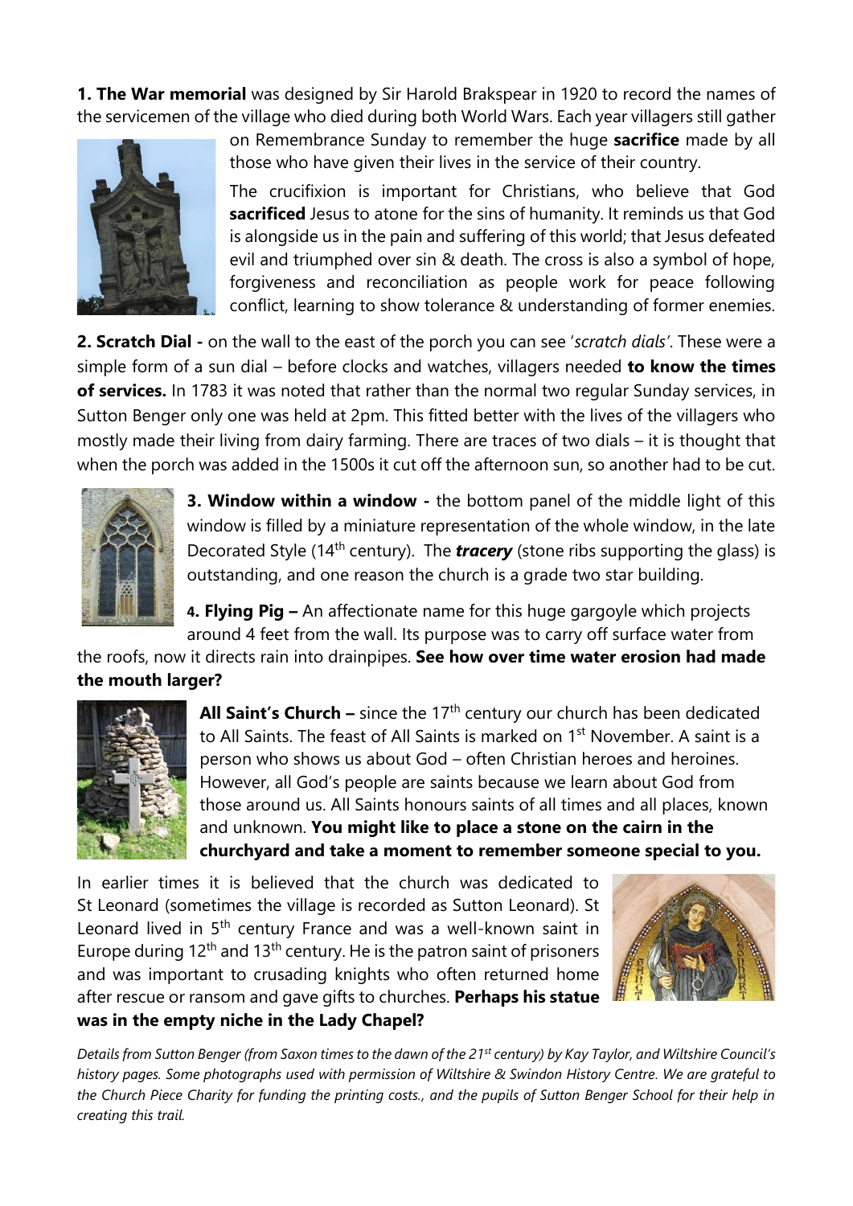**1. The War memorial** was designed by Sir Harold Brakspear in 1920 to record the names of the servicemen of the village who died during both World Wars. Each year villagers still gather on Remembrance Sunday to remember the huge **sacrifice** made by all those who have given their lives in the service of their country.

The crucifixion is important for Christians, who believe that God **sacrificed** Jesus to atone for the sins of humanity. It reminds us that God is alongside us in the pain and suffering of this world; that Jesus defeated evil and triumphed over sin & death. The cross is also a symbol of hope, forgiveness and reconciliation as people work for peace following conflict, learning to show tolerance & understanding of former enemies.

**2. Scratch Dial -** on the wall to the east of the porch you can see '*scratch dials'*. These were a simple form of a sun dial – before clocks and watches, villagers needed **to know the times of services.** In 1783 it was noted that rather than the normal two regular Sunday services, in Sutton Benger only one was held at 2pm. This fitted better with the lives of the villagers who mostly made their living from dairy farming. There are traces of two dials – it is thought that when the porch was added in the 1500s it cut off the afternoon sun, so another had to be cut.

**3. Window within a window -** the bottom panel of the middle light of this window is filled by a miniature representation of the whole window, in the late Decorated Style (14th century). The ***tracery*** (stone ribs supporting the glass) is outstanding, and one reason the church is a grade two star building.

**4. Flying Pig –** An affectionate name for this huge gargoyle which projects around 4 feet from the wall. Its purpose was to carry off surface water from the roofs, now it directs rain into drainpipes. **See how over time water erosion had made the mouth larger?**

**All Saint's Church –** since the 17th century our church has been dedicated to All Saints. The feast of All Saints is marked on 1st November. A saint is a person who shows us about God – often Christian heroes and heroines. However, all God's people are saints because we learn about God from those around us. All Saints honours saints of all times and all places, known and unknown. **You might like to place a stone on the cairn in the churchyard and take a moment to remember someone special to you.**

In earlier times it is believed that the church was dedicated to St Leonard (sometimes the village is recorded as Sutton Leonard). St Leonard lived in 5th century France and was a well-known saint in Europe during 12th and 13th century. He is the patron saint of prisoners and was important to crusading knights who often returned home after rescue or ransom and gave gifts to churches. **Perhaps his statue was in the empty niche in the Lady Chapel?**

*Details from Sutton Benger (from Saxon times to the dawn of the 21st century) by Kay Taylor, and Wiltshire Council's history pages. Some photographs used with permission of Wiltshire & Swindon History Centre. We are grateful to the Church Piece Charity for funding the printing costs., and the pupils of Sutton Benger School for their help in creating this trail.*